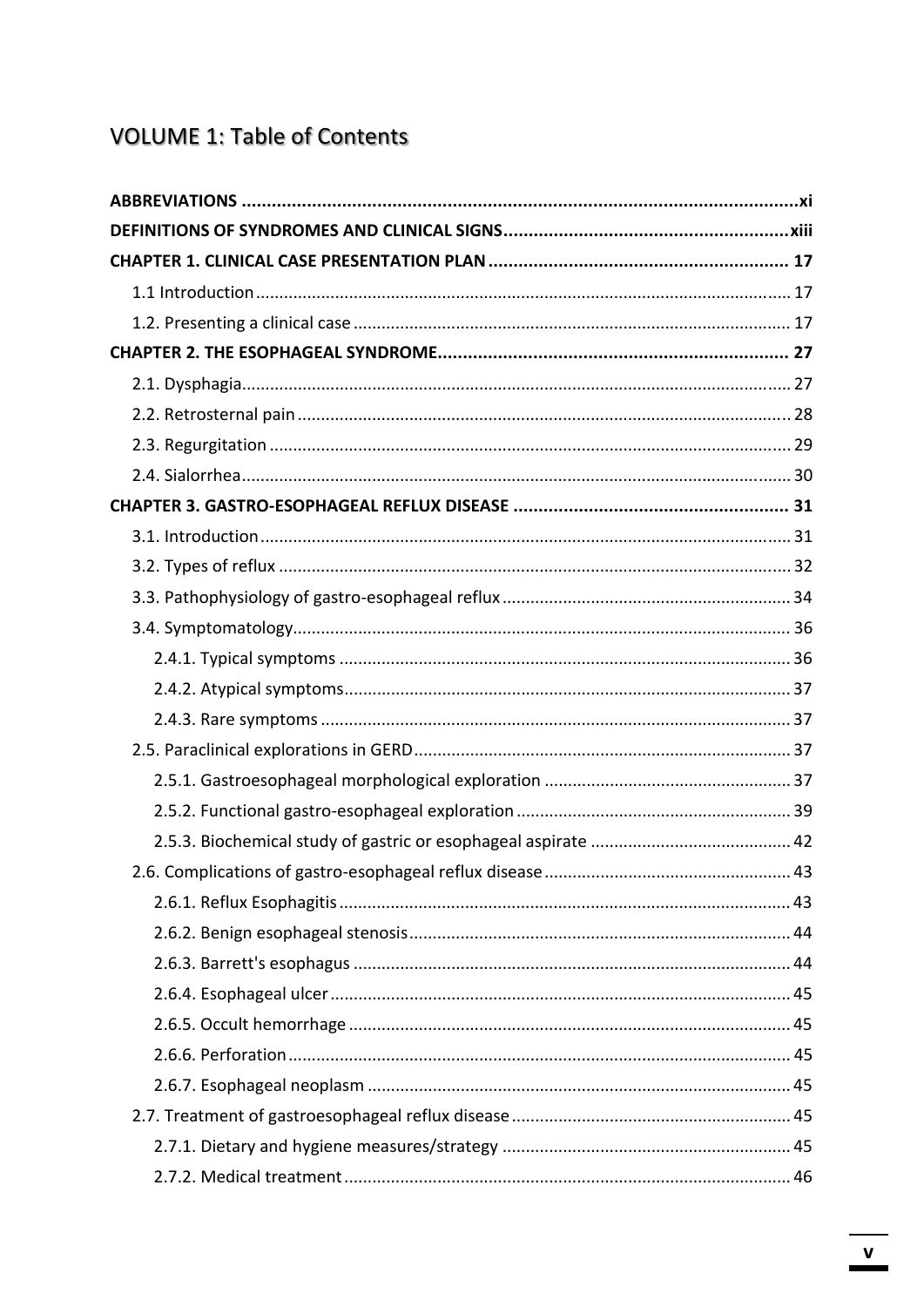# VOLUME 1: Table of Contents

**ABBREVIATIONS** .......... xi

**DEFINITIONS OF SYNDROMES AND CLINICAL SIGNS** .......... xiii

**CHAPTER 1. CLINICAL CASE PRESENTATION PLAN** .......... 17

- 1.1 Introduction .......... 17
- 1.2. Presenting a clinical case .......... 17

**CHAPTER 2. THE ESOPHAGEAL SYNDROME** .......... 27

- 2.1. Dysphagia .......... 27
- 2.2. Retrosternal pain .......... 28
- 2.3. Regurgitation .......... 29
- 2.4. Sialorrhea .......... 30

**CHAPTER 3. GASTRO-ESOPHAGEAL REFLUX DISEASE** .......... 31

- 3.1. Introduction .......... 31
- 3.2. Types of reflux .......... 32
- 3.3. Pathophysiology of gastro-esophageal reflux .......... 34
- 3.4. Symptomatology .......... 36
  - 2.4.1. Typical symptoms .......... 36
  - 2.4.2. Atypical symptoms .......... 37
  - 2.4.3. Rare symptoms .......... 37
- 2.5. Paraclinical explorations in GERD .......... 37
  - 2.5.1. Gastroesophageal morphological exploration .......... 37
  - 2.5.2. Functional gastro-esophageal exploration .......... 39
  - 2.5.3. Biochemical study of gastric or esophageal aspirate .......... 42
- 2.6. Complications of gastro-esophageal reflux disease .......... 43
  - 2.6.1. Reflux Esophagitis .......... 43
  - 2.6.2. Benign esophageal stenosis .......... 44
  - 2.6.3. Barrett's esophagus .......... 44
  - 2.6.4. Esophageal ulcer .......... 45
  - 2.6.5. Occult hemorrhage .......... 45
  - 2.6.6. Perforation .......... 45
  - 2.6.7. Esophageal neoplasm .......... 45
- 2.7. Treatment of gastroesophageal reflux disease .......... 45
  - 2.7.1. Dietary and hygiene measures/strategy .......... 45
  - 2.7.2. Medical treatment .......... 46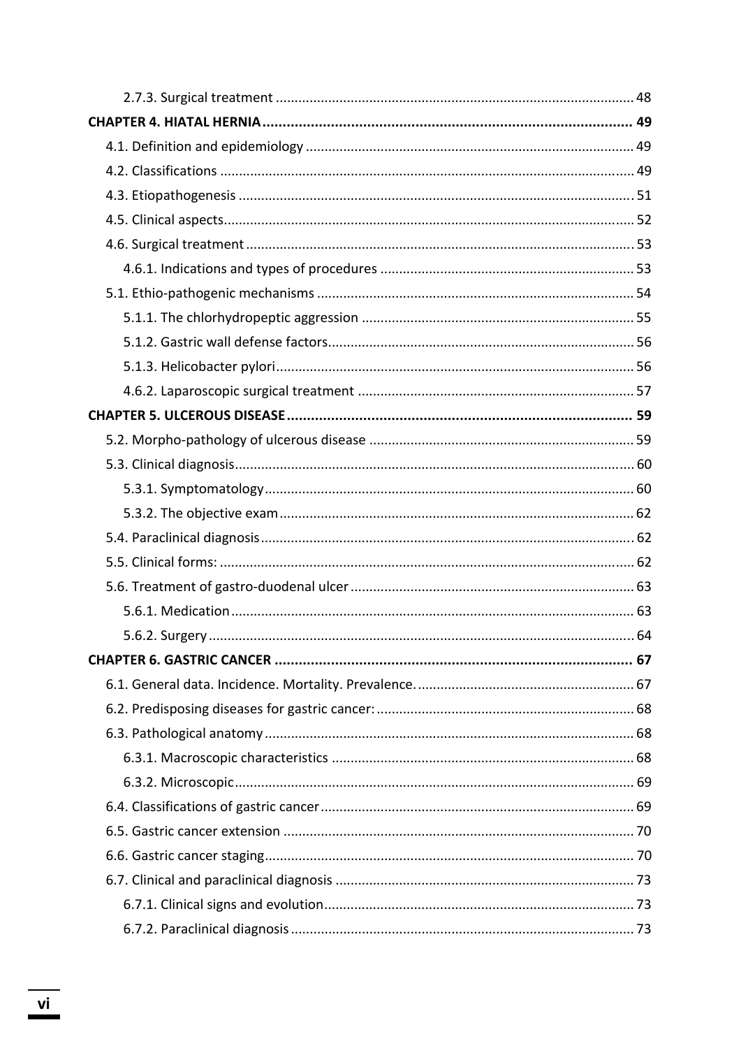2.7.3. Surgical treatment ........................................................................................ 48

**CHAPTER 4. HIATAL HERNIA ........................................................................................ 49**

4.1. Definition and epidemiology ........................................................................................ 49

4.2. Classifications ........................................................................................ 49

4.3. Etiopathogenesis ........................................................................................ 51

4.5. Clinical aspects ........................................................................................ 52

4.6. Surgical treatment ........................................................................................ 53

4.6.1. Indications and types of procedures ........................................................................................ 53

5.1. Ethio-pathogenic mechanisms ........................................................................................ 54

5.1.1. The chlorhydropeptic aggression ........................................................................................ 55

5.1.2. Gastric wall defense factors ........................................................................................ 56

5.1.3. Helicobacter pylori ........................................................................................ 56

4.6.2. Laparoscopic surgical treatment ........................................................................................ 57

**CHAPTER 5. ULCEROUS DISEASE ........................................................................................ 59**

5.2. Morpho-pathology of ulcerous disease ........................................................................................ 59

5.3. Clinical diagnosis ........................................................................................ 60

5.3.1. Symptomatology ........................................................................................ 60

5.3.2. The objective exam ........................................................................................ 62

5.4. Paraclinical diagnosis ........................................................................................ 62

5.5. Clinical forms: ........................................................................................ 62

5.6. Treatment of gastro-duodenal ulcer ........................................................................................ 63

5.6.1. Medication ........................................................................................ 63

5.6.2. Surgery ........................................................................................ 64

**CHAPTER 6. GASTRIC CANCER ........................................................................................ 67**

6.1. General data. Incidence. Mortality. Prevalence. ........................................................................................ 67

6.2. Predisposing diseases for gastric cancer: ........................................................................................ 68

6.3. Pathological anatomy ........................................................................................ 68

6.3.1. Macroscopic characteristics ........................................................................................ 68

6.3.2. Microscopic ........................................................................................ 69

6.4. Classifications of gastric cancer ........................................................................................ 69

6.5. Gastric cancer extension ........................................................................................ 70

6.6. Gastric cancer staging ........................................................................................ 70

6.7. Clinical and paraclinical diagnosis ........................................................................................ 73

6.7.1. Clinical signs and evolution ........................................................................................ 73

6.7.2. Paraclinical diagnosis ........................................................................................ 73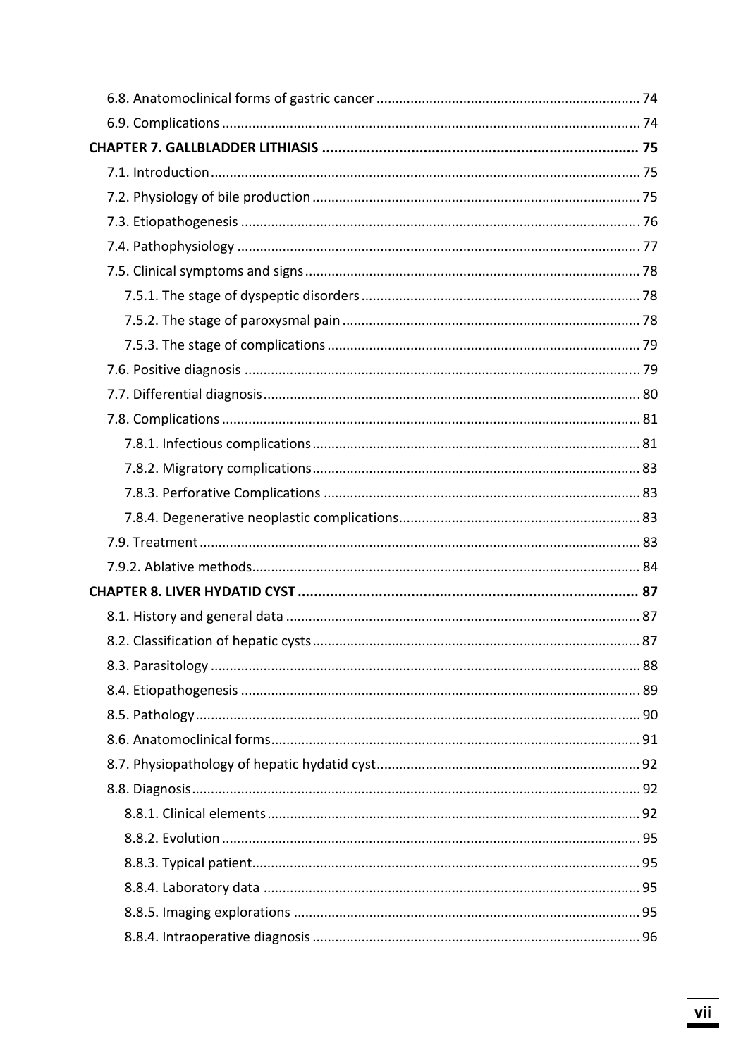6.8. Anatomoclinical forms of gastric cancer ..................................................................... 74

6.9. Complications ........................................................................................................ 74

**CHAPTER 7. GALLBLADDER LITHIASIS ............................................................................ 75**

7.1. Introduction ........................................................................................................... 75

7.2. Physiology of bile production ................................................................................. 75

7.3. Etiopathogenesis .................................................................................................... 76

7.4. Pathophysiology ..................................................................................................... 77

7.5. Clinical symptoms and signs ................................................................................... 78

7.5.1. The stage of dyspeptic disorders ...................................................................... 78

7.5.2. The stage of paroxysmal pain ........................................................................... 78

7.5.3. The stage of complications ............................................................................... 79

7.6. Positive diagnosis ................................................................................................... 79

7.7. Differential diagnosis .............................................................................................. 80

7.8. Complications ......................................................................................................... 81

7.8.1. Infectious complications ................................................................................... 81

7.8.2. Migratory complications ................................................................................... 83

7.8.3. Perforative Complications ................................................................................ 83

7.8.4. Degenerative neoplastic complications ............................................................ 83

7.9. Treatment ............................................................................................................... 83

7.9.2. Ablative methods ................................................................................................. 84

**CHAPTER 8. LIVER HYDATID CYST .................................................................................. 87**

8.1. History and general data ........................................................................................ 87

8.2. Classification of hepatic cysts ................................................................................. 87

8.3. Parasitology ............................................................................................................ 88

8.4. Etiopathogenesis .................................................................................................... 89

8.5. Pathology ................................................................................................................ 90

8.6. Anatomoclinical forms ............................................................................................ 91

8.7. Physiopathology of hepatic hydatid cyst ................................................................ 92

8.8. Diagnosis ................................................................................................................. 92

8.8.1. Clinical elements ............................................................................................... 92

8.8.2. Evolution ........................................................................................................... 95

8.8.3. Typical patient ................................................................................................... 95

8.8.4. Laboratory data ................................................................................................ 95

8.8.5. Imaging explorations ........................................................................................ 95

8.8.4. Intraoperative diagnosis ................................................................................... 96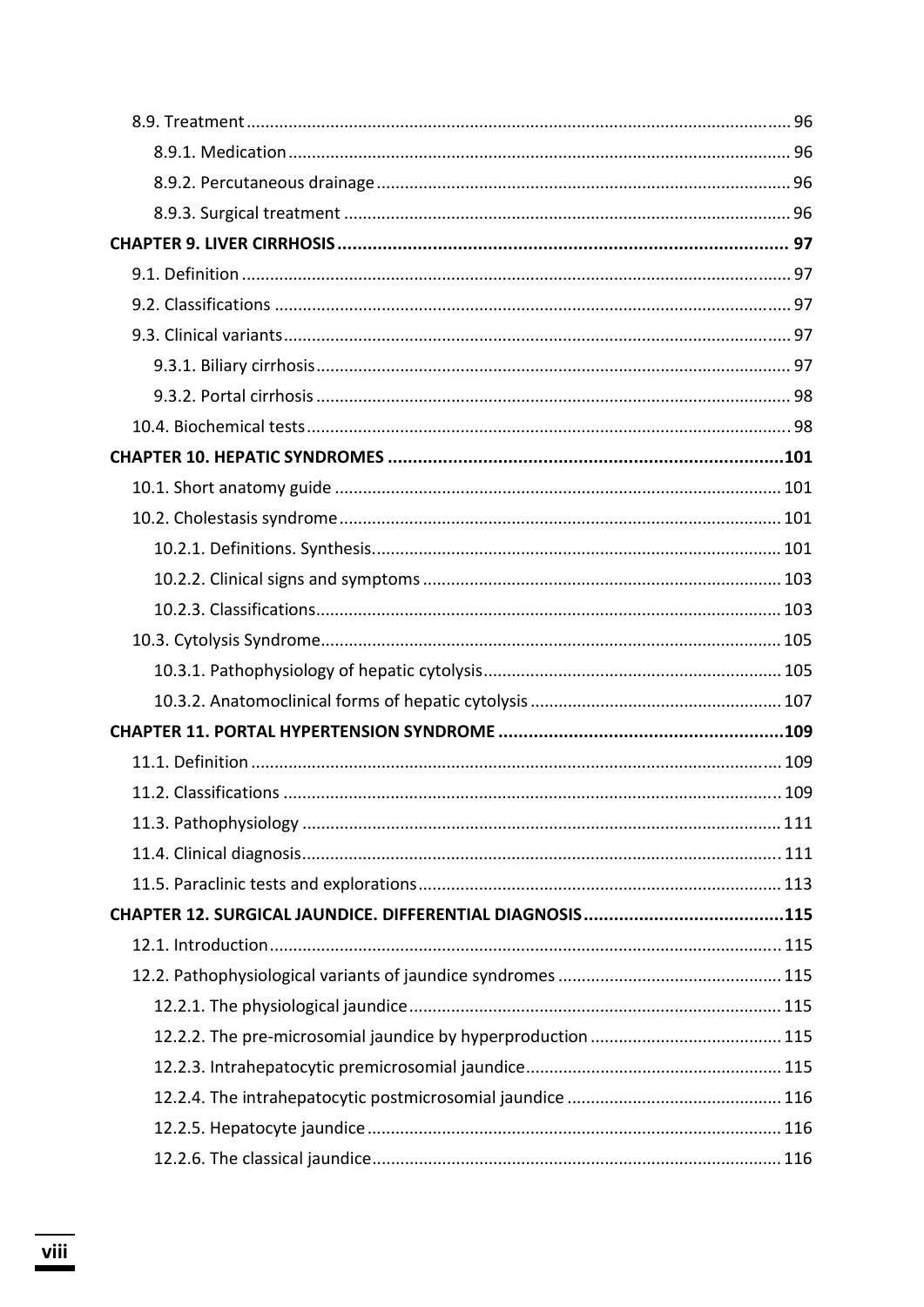- 8.9. Treatment ... 96
  - 8.9.1. Medication ... 96
  - 8.9.2. Percutaneous drainage ... 96
  - 8.9.3. Surgical treatment ... 96

**CHAPTER 9. LIVER CIRRHOSIS ... 97**

- 9.1. Definition ... 97
- 9.2. Classifications ... 97
- 9.3. Clinical variants ... 97
  - 9.3.1. Biliary cirrhosis ... 97
  - 9.3.2. Portal cirrhosis ... 98
- 10.4. Biochemical tests ... 98

**CHAPTER 10. HEPATIC SYNDROMES ... 101**

- 10.1. Short anatomy guide ... 101
- 10.2. Cholestasis syndrome ... 101
  - 10.2.1. Definitions. Synthesis. ... 101
  - 10.2.2. Clinical signs and symptoms ... 103
  - 10.2.3. Classifications ... 103
- 10.3. Cytolysis Syndrome ... 105
  - 10.3.1. Pathophysiology of hepatic cytolysis ... 105
  - 10.3.2. Anatomoclinical forms of hepatic cytolysis ... 107

**CHAPTER 11. PORTAL HYPERTENSION SYNDROME ... 109**

- 11.1. Definition ... 109
- 11.2. Classifications ... 109
- 11.3. Pathophysiology ... 111
- 11.4. Clinical diagnosis ... 111
- 11.5. Paraclinic tests and explorations ... 113

**CHAPTER 12. SURGICAL JAUNDICE. DIFFERENTIAL DIAGNOSIS ... 115**

- 12.1. Introduction ... 115
- 12.2. Pathophysiological variants of jaundice syndromes ... 115
  - 12.2.1. The physiological jaundice ... 115
  - 12.2.2. The pre-microsomial jaundice by hyperproduction ... 115
  - 12.2.3. Intrahepatocytic premicrosomial jaundice ... 115
  - 12.2.4. The intrahepatocytic postmicrosomial jaundice ... 116
  - 12.2.5. Hepatocyte jaundice ... 116
  - 12.2.6. The classical jaundice ... 116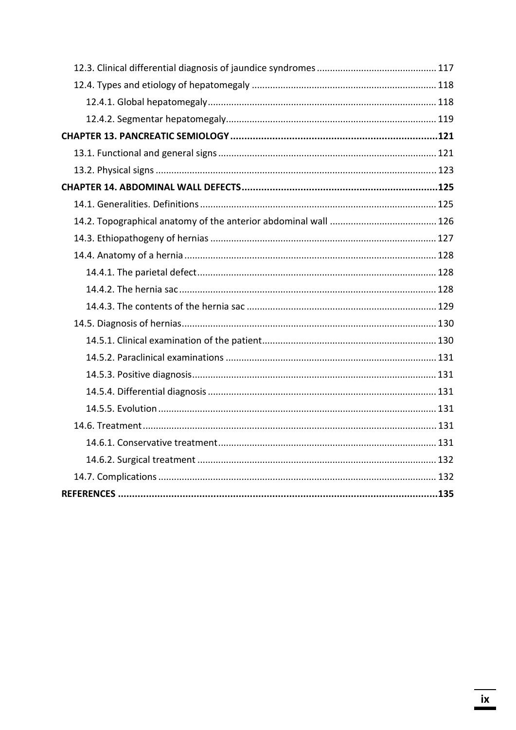12.3. Clinical differential diagnosis of jaundice syndromes ........................................... 117

12.4. Types and etiology of hepatomegaly ........................................................................ 118

12.4.1. Global hepatomegaly ........................................................................................ 118

12.4.2. Segmentar hepatomegaly ................................................................................. 119

**CHAPTER 13. PANCREATIC SEMIOLOGY ........................................................................ 121**

13.1. Functional and general signs .................................................................................... 121

13.2. Physical signs ............................................................................................................ 123

**CHAPTER 14. ABDOMINAL WALL DEFECTS ..................................................................... 125**

14.1. Generalities. Definitions ........................................................................................... 125

14.2. Topographical anatomy of the anterior abdominal wall ......................................... 126

14.3. Ethiopathogeny of hernias ....................................................................................... 127

14.4. Anatomy of a hernia ................................................................................................. 128

14.4.1. The parietal defect ............................................................................................ 128

14.4.2. The hernia sac ................................................................................................... 128

14.4.3. The contents of the hernia sac ......................................................................... 129

14.5. Diagnosis of hernias .................................................................................................. 130

14.5.1. Clinical examination of the patient ................................................................... 130

14.5.2. Paraclinical examinations ................................................................................. 131

14.5.3. Positive diagnosis ............................................................................................. 131

14.5.4. Differential diagnosis ........................................................................................ 131

14.5.5. Evolution ........................................................................................................... 131

14.6. Treatment ................................................................................................................. 131

14.6.1. Conservative treatment .................................................................................... 131

14.6.2. Surgical treatment ............................................................................................ 132

14.7. Complications ........................................................................................................... 132

**REFERENCES ................................................................................................................. 135**